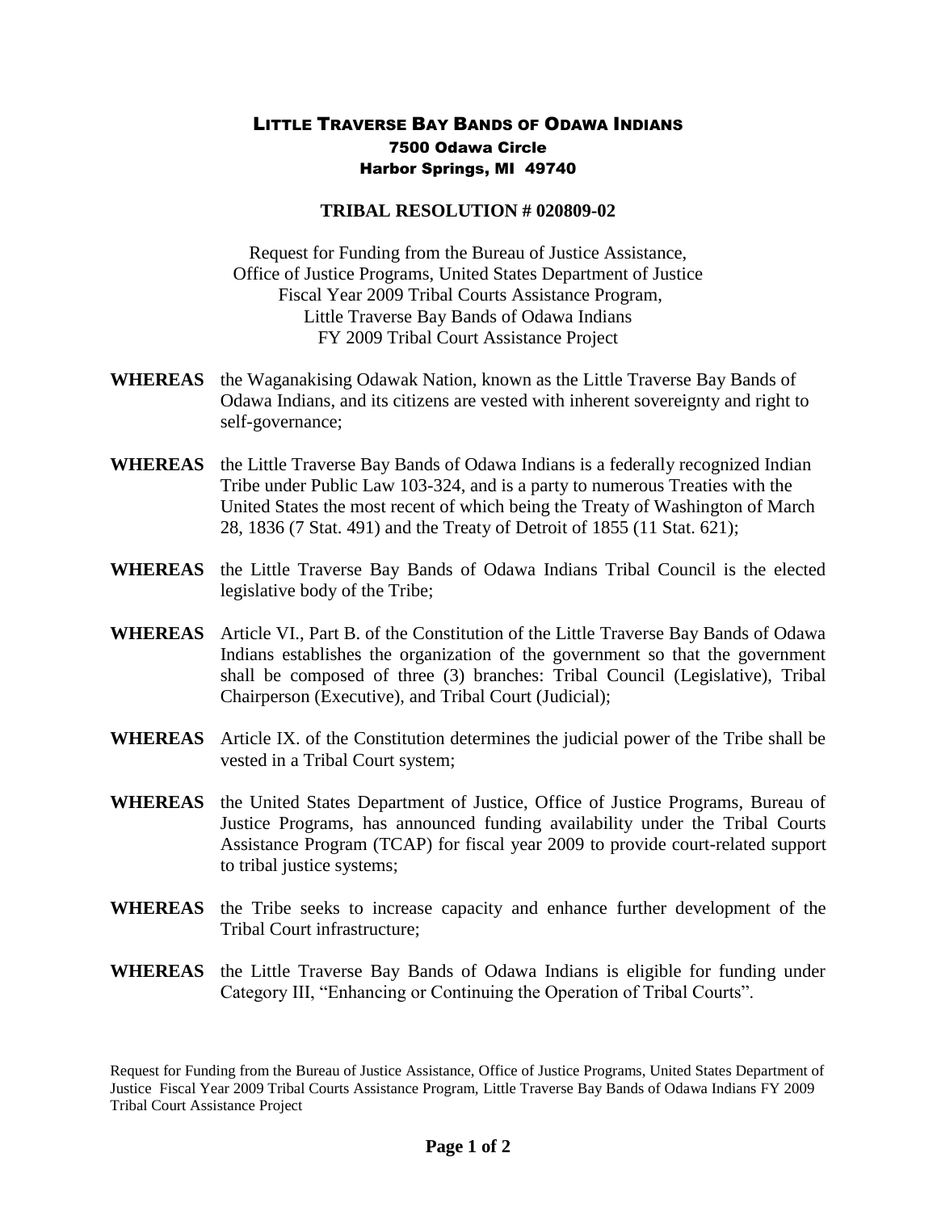# LITTLE TRAVERSE BAY BANDS OF ODAWA INDIANS

7500 Odawa Circle
Harbor Springs, MI 49740

## TRIBAL RESOLUTION # 020809-02

Request for Funding from the Bureau of Justice Assistance,
Office of Justice Programs, United States Department of Justice
Fiscal Year 2009 Tribal Courts Assistance Program,
Little Traverse Bay Bands of Odawa Indians
FY 2009 Tribal Court Assistance Project

**WHEREAS** the Waganakising Odawak Nation, known as the Little Traverse Bay Bands of Odawa Indians, and its citizens are vested with inherent sovereignty and right to self-governance;

**WHEREAS** the Little Traverse Bay Bands of Odawa Indians is a federally recognized Indian Tribe under Public Law 103-324, and is a party to numerous Treaties with the United States the most recent of which being the Treaty of Washington of March 28, 1836 (7 Stat. 491) and the Treaty of Detroit of 1855 (11 Stat. 621);

**WHEREAS** the Little Traverse Bay Bands of Odawa Indians Tribal Council is the elected legislative body of the Tribe;

**WHEREAS** Article VI., Part B. of the Constitution of the Little Traverse Bay Bands of Odawa Indians establishes the organization of the government so that the government shall be composed of three (3) branches: Tribal Council (Legislative), Tribal Chairperson (Executive), and Tribal Court (Judicial);

**WHEREAS** Article IX. of the Constitution determines the judicial power of the Tribe shall be vested in a Tribal Court system;

**WHEREAS** the United States Department of Justice, Office of Justice Programs, Bureau of Justice Programs, has announced funding availability under the Tribal Courts Assistance Program (TCAP) for fiscal year 2009 to provide court-related support to tribal justice systems;

**WHEREAS** the Tribe seeks to increase capacity and enhance further development of the Tribal Court infrastructure;

**WHEREAS** the Little Traverse Bay Bands of Odawa Indians is eligible for funding under Category III, "Enhancing or Continuing the Operation of Tribal Courts".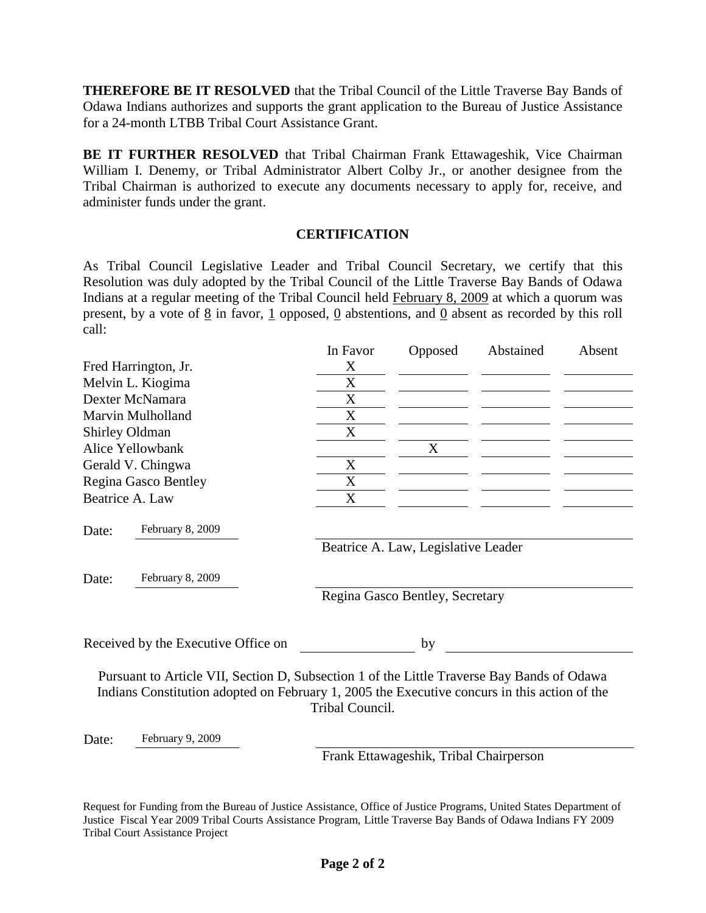**THEREFORE BE IT RESOLVED** that the Tribal Council of the Little Traverse Bay Bands of Odawa Indians authorizes and supports the grant application to the Bureau of Justice Assistance for a 24-month LTBB Tribal Court Assistance Grant.

**BE IT FURTHER RESOLVED** that Tribal Chairman Frank Ettawageshik, Vice Chairman William I. Denemy, or Tribal Administrator Albert Colby Jr., or another designee from the Tribal Chairman is authorized to execute any documents necessary to apply for, receive, and administer funds under the grant.

## CERTIFICATION

As Tribal Council Legislative Leader and Tribal Council Secretary, we certify that this Resolution was duly adopted by the Tribal Council of the Little Traverse Bay Bands of Odawa Indians at a regular meeting of the Tribal Council held February 8, 2009 at which a quorum was present, by a vote of 8 in favor, 1 opposed, 0 abstentions, and 0 absent as recorded by this roll call:

| | In Favor | Opposed | Abstained | Absent |
|---|---|---|---|---|
| Fred Harrington, Jr. | X | | | |
| Melvin L. Kiogima | X | | | |
| Dexter McNamara | X | | | |
| Marvin Mulholland | X | | | |
| Shirley Oldman | X | | | |
| Alice Yellowbank | | X | | |
| Gerald V. Chingwa | X | | | |
| Regina Gasco Bentley | X | | | |
| Beatrice A. Law | X | | | |

Date: February 8, 2009

Beatrice A. Law, Legislative Leader

Date: February 8, 2009

Regina Gasco Bentley, Secretary

Received by the Executive Office on ________________ by ________________________

Pursuant to Article VII, Section D, Subsection 1 of the Little Traverse Bay Bands of Odawa Indians Constitution adopted on February 1, 2005 the Executive concurs in this action of the Tribal Council.

Date: February 9, 2009

Frank Ettawageshik, Tribal Chairperson

Request for Funding from the Bureau of Justice Assistance, Office of Justice Programs, United States Department of Justice Fiscal Year 2009 Tribal Courts Assistance Program, Little Traverse Bay Bands of Odawa Indians FY 2009 Tribal Court Assistance Project